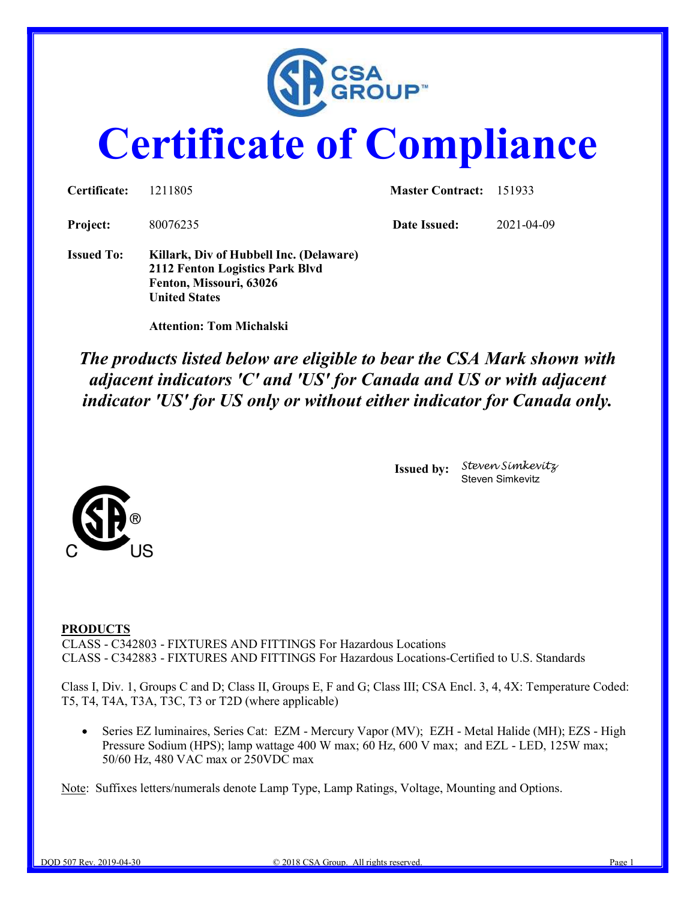# Certificate of Compliance

| | | | |
|---|---|---|---|
| **Certificate:** | 1211805 | **Master Contract:** | 151933 |
| **Project:** | 80076235 | **Date Issued:** | 2021-04-09 |

**Issued To:** **Killark, Div of Hubbell Inc. (Delaware)**
**2112 Fenton Logistics Park Blvd**
**Fenton, Missouri, 63026**
**United States**

**Attention: Tom Michalski**

***The products listed below are eligible to bear the CSA Mark shown with adjacent indicators 'C' and 'US' for Canada and US or with adjacent indicator 'US' for US only or without either indicator for Canada only.***

**Issued by:** Steven Simkevitz
Steven Simkevitz

**PRODUCTS**
CLASS - C342803 - FIXTURES AND FITTINGS For Hazardous Locations
CLASS - C342883 - FIXTURES AND FITTINGS For Hazardous Locations-Certified to U.S. Standards

Class I, Div. 1, Groups C and D; Class II, Groups E, F and G; Class III; CSA Encl. 3, 4, 4X: Temperature Coded: T5, T4, T4A, T3A, T3C, T3 or T2D (where applicable)

- Series EZ luminaires, Series Cat: EZM - Mercury Vapor (MV); EZH - Metal Halide (MH); EZS - High Pressure Sodium (HPS); lamp wattage 400 W max; 60 Hz, 600 V max; and EZL - LED, 125W max; 50/60 Hz, 480 VAC max or 250VDC max

Note: Suffixes letters/numerals denote Lamp Type, Lamp Ratings, Voltage, Mounting and Options.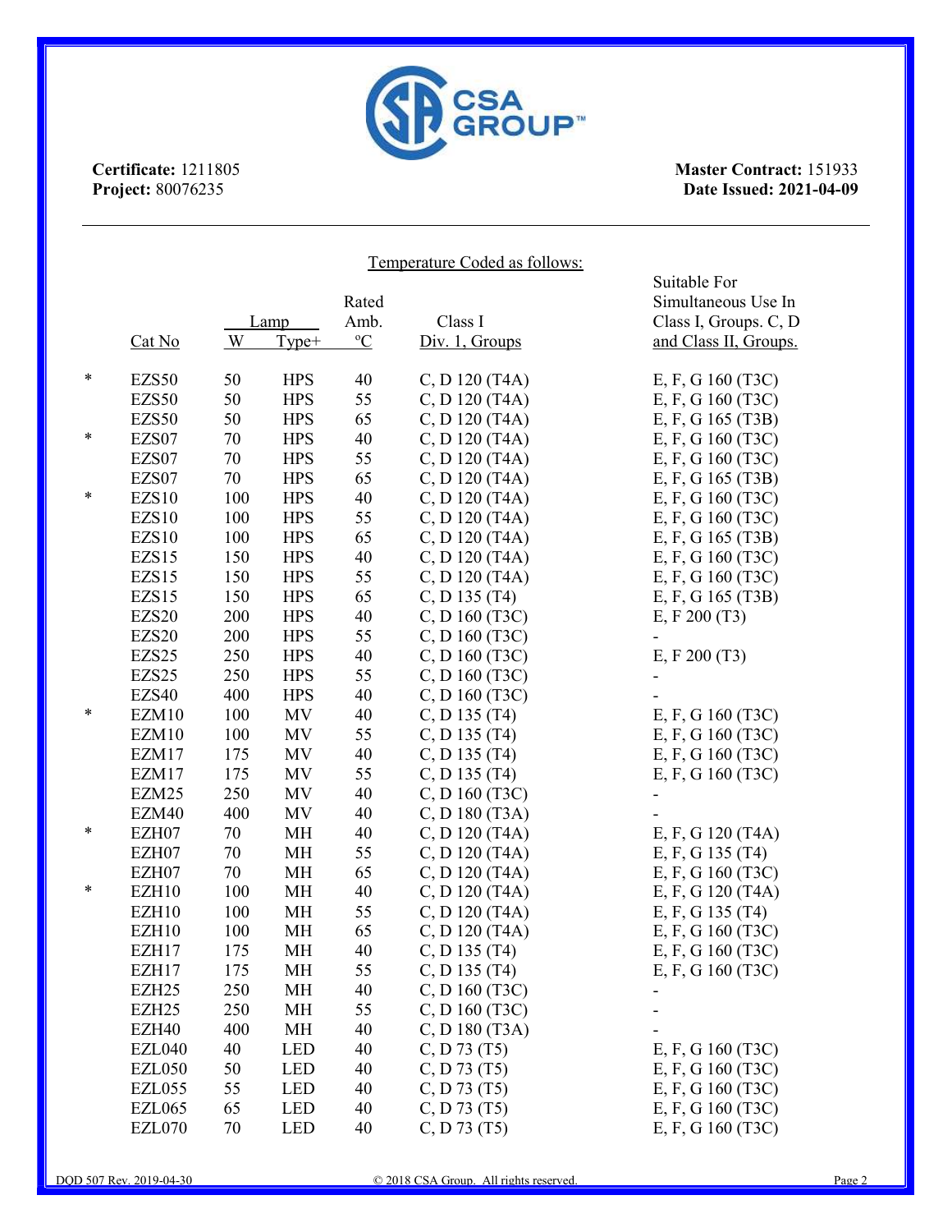**Certificate:** 1211805
**Project:** 80076235

**Master Contract:** 151933
**Date Issued: 2021-04-09**

Temperature Coded as follows:

| | Cat No | Lamp W | Lamp Type+ | Rated Amb. °C | Class I Div. 1, Groups | Suitable For Simultaneous Use In Class I, Groups. C, D and Class II, Groups. |
|---|---|---|---|---|---|---|
| * | EZS50 | 50 | HPS | 40 | C, D 120 (T4A) | E, F, G 160 (T3C) |
| | EZS50 | 50 | HPS | 55 | C, D 120 (T4A) | E, F, G 160 (T3C) |
| | EZS50 | 50 | HPS | 65 | C, D 120 (T4A) | E, F, G 165 (T3B) |
| * | EZS07 | 70 | HPS | 40 | C, D 120 (T4A) | E, F, G 160 (T3C) |
| | EZS07 | 70 | HPS | 55 | C, D 120 (T4A) | E, F, G 160 (T3C) |
| | EZS07 | 70 | HPS | 65 | C, D 120 (T4A) | E, F, G 165 (T3B) |
| * | EZS10 | 100 | HPS | 40 | C, D 120 (T4A) | E, F, G 160 (T3C) |
| | EZS10 | 100 | HPS | 55 | C, D 120 (T4A) | E, F, G 160 (T3C) |
| | EZS10 | 100 | HPS | 65 | C, D 120 (T4A) | E, F, G 165 (T3B) |
| | EZS15 | 150 | HPS | 40 | C, D 120 (T4A) | E, F, G 160 (T3C) |
| | EZS15 | 150 | HPS | 55 | C, D 120 (T4A) | E, F, G 160 (T3C) |
| | EZS15 | 150 | HPS | 65 | C, D 135 (T4) | E, F, G 165 (T3B) |
| | EZS20 | 200 | HPS | 40 | C, D 160 (T3C) | E, F 200 (T3) |
| | EZS20 | 200 | HPS | 55 | C, D 160 (T3C) | - |
| | EZS25 | 250 | HPS | 40 | C, D 160 (T3C) | E, F 200 (T3) |
| | EZS25 | 250 | HPS | 55 | C, D 160 (T3C) | - |
| | EZS40 | 400 | HPS | 40 | C, D 160 (T3C) | - |
| * | EZM10 | 100 | MV | 40 | C, D 135 (T4) | E, F, G 160 (T3C) |
| | EZM10 | 100 | MV | 55 | C, D 135 (T4) | E, F, G 160 (T3C) |
| | EZM17 | 175 | MV | 40 | C, D 135 (T4) | E, F, G 160 (T3C) |
| | EZM17 | 175 | MV | 55 | C, D 135 (T4) | E, F, G 160 (T3C) |
| | EZM25 | 250 | MV | 40 | C, D 160 (T3C) | - |
| | EZM40 | 400 | MV | 40 | C, D 180 (T3A) | - |
| * | EZH07 | 70 | MH | 40 | C, D 120 (T4A) | E, F, G 120 (T4A) |
| | EZH07 | 70 | MH | 55 | C, D 120 (T4A) | E, F, G 135 (T4) |
| | EZH07 | 70 | MH | 65 | C, D 120 (T4A) | E, F, G 160 (T3C) |
| * | EZH10 | 100 | MH | 40 | C, D 120 (T4A) | E, F, G 120 (T4A) |
| | EZH10 | 100 | MH | 55 | C, D 120 (T4A) | E, F, G 135 (T4) |
| | EZH10 | 100 | MH | 65 | C, D 120 (T4A) | E, F, G 160 (T3C) |
| | EZH17 | 175 | MH | 40 | C, D 135 (T4) | E, F, G 160 (T3C) |
| | EZH17 | 175 | MH | 55 | C, D 135 (T4) | E, F, G 160 (T3C) |
| | EZH25 | 250 | MH | 40 | C, D 160 (T3C) | - |
| | EZH25 | 250 | MH | 55 | C, D 160 (T3C) | - |
| | EZH40 | 400 | MH | 40 | C, D 180 (T3A) | - |
| | EZL040 | 40 | LED | 40 | C, D 73 (T5) | E, F, G 160 (T3C) |
| | EZL050 | 50 | LED | 40 | C, D 73 (T5) | E, F, G 160 (T3C) |
| | EZL055 | 55 | LED | 40 | C, D 73 (T5) | E, F, G 160 (T3C) |
| | EZL065 | 65 | LED | 40 | C, D 73 (T5) | E, F, G 160 (T3C) |
| | EZL070 | 70 | LED | 40 | C, D 73 (T5) | E, F, G 160 (T3C) |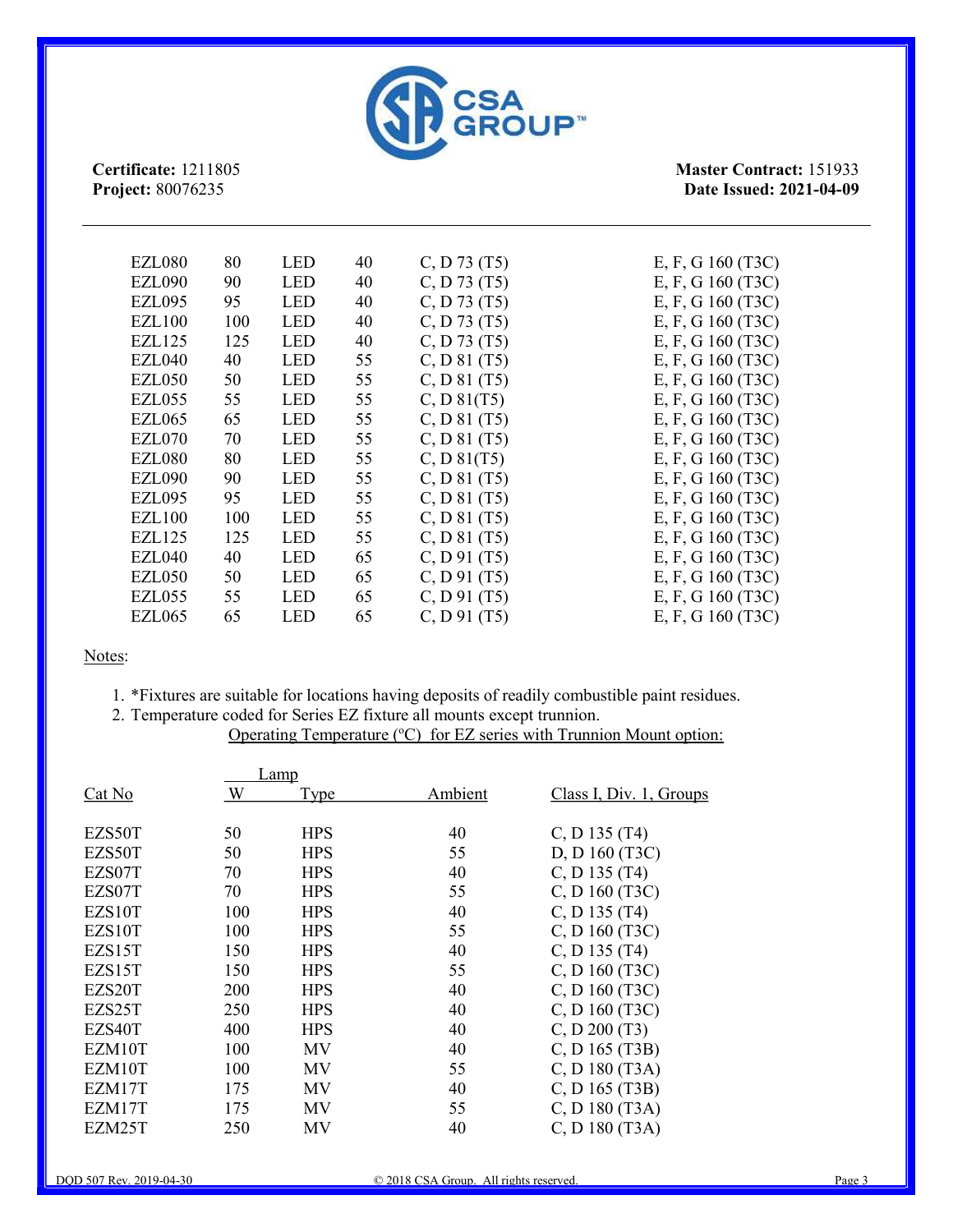**Certificate:** 1211805
**Project:** 80076235

**Master Contract:** 151933
**Date Issued: 2021-04-09**

| | | | | | |
|---|---|---|---|---|---|
| EZL080 | 80 | LED | 40 | C, D 73 (T5) | E, F, G 160 (T3C) |
| EZL090 | 90 | LED | 40 | C, D 73 (T5) | E, F, G 160 (T3C) |
| EZL095 | 95 | LED | 40 | C, D 73 (T5) | E, F, G 160 (T3C) |
| EZL100 | 100 | LED | 40 | C, D 73 (T5) | E, F, G 160 (T3C) |
| EZL125 | 125 | LED | 40 | C, D 73 (T5) | E, F, G 160 (T3C) |
| EZL040 | 40 | LED | 55 | C, D 81 (T5) | E, F, G 160 (T3C) |
| EZL050 | 50 | LED | 55 | C, D 81 (T5) | E, F, G 160 (T3C) |
| EZL055 | 55 | LED | 55 | C, D 81(T5) | E, F, G 160 (T3C) |
| EZL065 | 65 | LED | 55 | C, D 81 (T5) | E, F, G 160 (T3C) |
| EZL070 | 70 | LED | 55 | C, D 81 (T5) | E, F, G 160 (T3C) |
| EZL080 | 80 | LED | 55 | C, D 81(T5) | E, F, G 160 (T3C) |
| EZL090 | 90 | LED | 55 | C, D 81 (T5) | E, F, G 160 (T3C) |
| EZL095 | 95 | LED | 55 | C, D 81 (T5) | E, F, G 160 (T3C) |
| EZL100 | 100 | LED | 55 | C, D 81 (T5) | E, F, G 160 (T3C) |
| EZL125 | 125 | LED | 55 | C, D 81 (T5) | E, F, G 160 (T3C) |
| EZL040 | 40 | LED | 65 | C, D 91 (T5) | E, F, G 160 (T3C) |
| EZL050 | 50 | LED | 65 | C, D 91 (T5) | E, F, G 160 (T3C) |
| EZL055 | 55 | LED | 65 | C, D 91 (T5) | E, F, G 160 (T3C) |
| EZL065 | 65 | LED | 65 | C, D 91 (T5) | E, F, G 160 (T3C) |

Notes:

1. *Fixtures are suitable for locations having deposits of readily combustible paint residues.
2. Temperature coded for Series EZ fixture all mounts except trunnion.

Operating Temperature (ºC) for EZ series with Trunnion Mount option:

| Cat No | Lamp | | Ambient | Class I, Div. 1, Groups |
|---|---|---|---|---|
| | W | Type | | |
| EZS50T | 50 | HPS | 40 | C, D 135 (T4) |
| EZS50T | 50 | HPS | 55 | D, D 160 (T3C) |
| EZS07T | 70 | HPS | 40 | C, D 135 (T4) |
| EZS07T | 70 | HPS | 55 | C, D 160 (T3C) |
| EZS10T | 100 | HPS | 40 | C, D 135 (T4) |
| EZS10T | 100 | HPS | 55 | C, D 160 (T3C) |
| EZS15T | 150 | HPS | 40 | C, D 135 (T4) |
| EZS15T | 150 | HPS | 55 | C, D 160 (T3C) |
| EZS20T | 200 | HPS | 40 | C, D 160 (T3C) |
| EZS25T | 250 | HPS | 40 | C, D 160 (T3C) |
| EZS40T | 400 | HPS | 40 | C, D 200 (T3) |
| EZM10T | 100 | MV | 40 | C, D 165 (T3B) |
| EZM10T | 100 | MV | 55 | C, D 180 (T3A) |
| EZM17T | 175 | MV | 40 | C, D 165 (T3B) |
| EZM17T | 175 | MV | 55 | C, D 180 (T3A) |
| EZM25T | 250 | MV | 40 | C, D 180 (T3A) |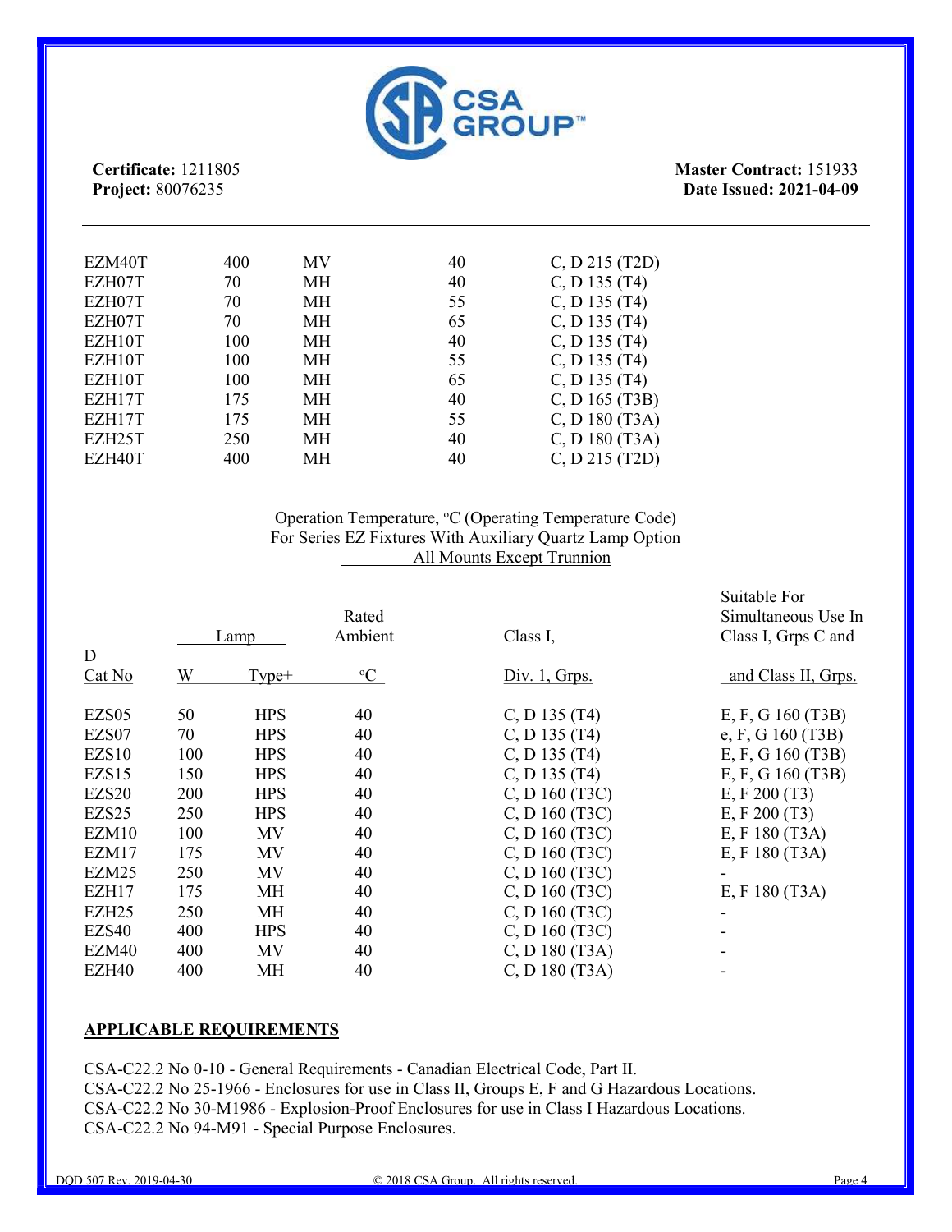**Certificate:** 1211805
**Project:** 80076235

**Master Contract:** 151933
**Date Issued: 2021-04-09**

| | | | | |
|---|---|---|---|---|
| EZM40T | 400 | MV | 40 | C, D 215 (T2D) |
| EZH07T | 70 | MH | 40 | C, D 135 (T4) |
| EZH07T | 70 | MH | 55 | C, D 135 (T4) |
| EZH07T | 70 | MH | 65 | C, D 135 (T4) |
| EZH10T | 100 | MH | 40 | C, D 135 (T4) |
| EZH10T | 100 | MH | 55 | C, D 135 (T4) |
| EZH10T | 100 | MH | 65 | C, D 135 (T4) |
| EZH17T | 175 | MH | 40 | C, D 165 (T3B) |
| EZH17T | 175 | MH | 55 | C, D 180 (T3A) |
| EZH25T | 250 | MH | 40 | C, D 180 (T3A) |
| EZH40T | 400 | MH | 40 | C, D 215 (T2D) |

Operation Temperature, ºC (Operating Temperature Code)
For Series EZ Fixtures With Auxiliary Quartz Lamp Option
All Mounts Except Trunnion

| D Cat No | Lamp W | Lamp Type+ | Rated Ambient ºC | Class I, Div. 1, Grps. | Suitable For Simultaneous Use In Class I, Grps C and and Class II, Grps. |
|---|---|---|---|---|---|
| EZS05 | 50 | HPS | 40 | C, D 135 (T4) | E, F, G 160 (T3B) |
| EZS07 | 70 | HPS | 40 | C, D 135 (T4) | e, F, G 160 (T3B) |
| EZS10 | 100 | HPS | 40 | C, D 135 (T4) | E, F, G 160 (T3B) |
| EZS15 | 150 | HPS | 40 | C, D 135 (T4) | E, F, G 160 (T3B) |
| EZS20 | 200 | HPS | 40 | C, D 160 (T3C) | E, F 200 (T3) |
| EZS25 | 250 | HPS | 40 | C, D 160 (T3C) | E, F 200 (T3) |
| EZM10 | 100 | MV | 40 | C, D 160 (T3C) | E, F 180 (T3A) |
| EZM17 | 175 | MV | 40 | C, D 160 (T3C) | E, F 180 (T3A) |
| EZM25 | 250 | MV | 40 | C, D 160 (T3C) | - |
| EZH17 | 175 | MH | 40 | C, D 160 (T3C) | E, F 180 (T3A) |
| EZH25 | 250 | MH | 40 | C, D 160 (T3C) | - |
| EZS40 | 400 | HPS | 40 | C, D 160 (T3C) | - |
| EZM40 | 400 | MV | 40 | C, D 180 (T3A) | - |
| EZH40 | 400 | MH | 40 | C, D 180 (T3A) | - |

## APPLICABLE REQUIREMENTS

CSA-C22.2 No 0-10 - General Requirements - Canadian Electrical Code, Part II.
CSA-C22.2 No 25-1966 - Enclosures for use in Class II, Groups E, F and G Hazardous Locations.
CSA-C22.2 No 30-M1986 - Explosion-Proof Enclosures for use in Class I Hazardous Locations.
CSA-C22.2 No 94-M91 - Special Purpose Enclosures.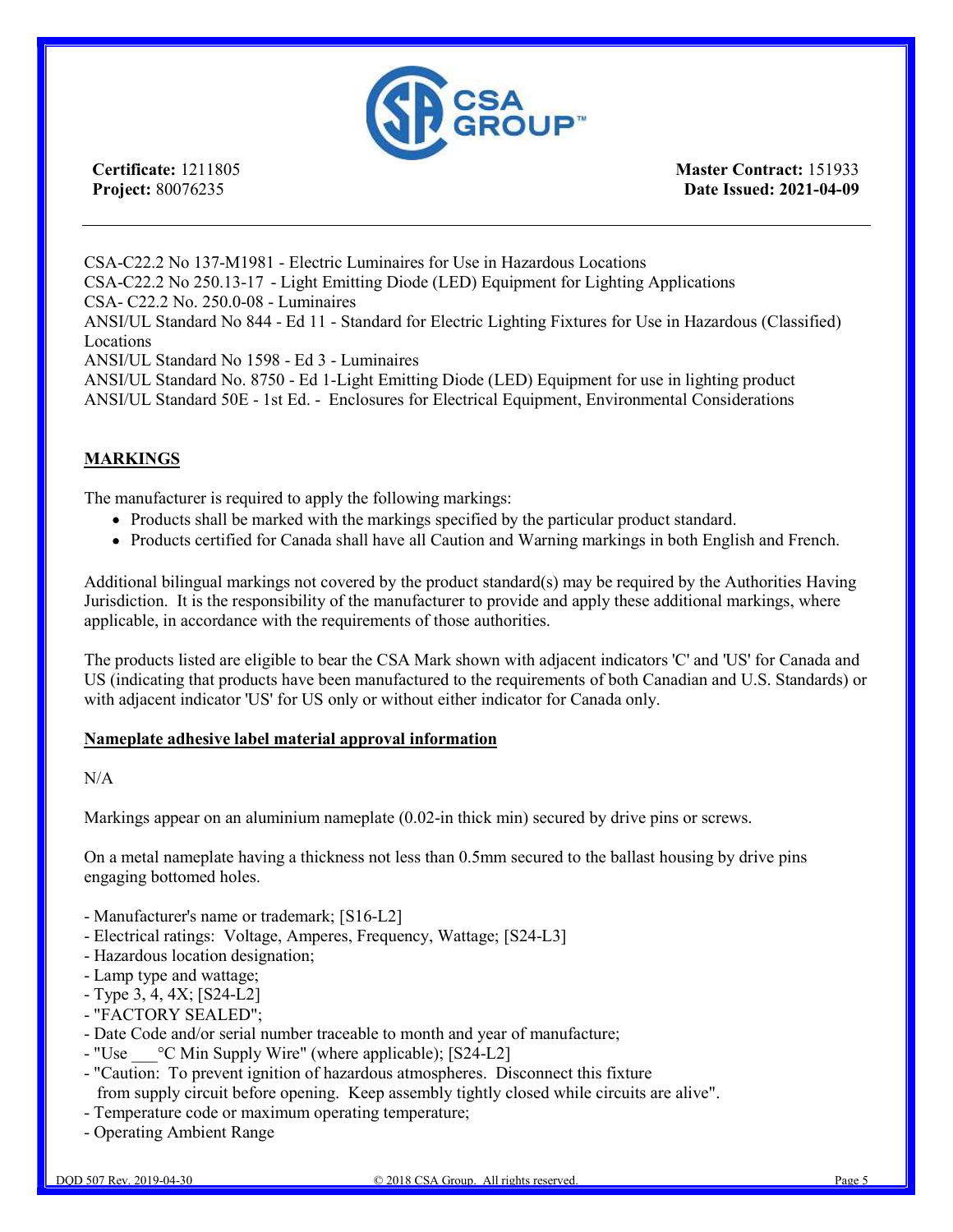**Certificate:** 1211805
**Project:** 80076235

**Master Contract:** 151933
**Date Issued: 2021-04-09**

CSA-C22.2 No 137-M1981 - Electric Luminaires for Use in Hazardous Locations
CSA-C22.2 No 250.13-17 - Light Emitting Diode (LED) Equipment for Lighting Applications
CSA- C22.2 No. 250.0-08 - Luminaires
ANSI/UL Standard No 844 - Ed 11 - Standard for Electric Lighting Fixtures for Use in Hazardous (Classified) Locations
ANSI/UL Standard No 1598 - Ed 3 - Luminaires
ANSI/UL Standard No. 8750 - Ed 1-Light Emitting Diode (LED) Equipment for use in lighting product
ANSI/UL Standard 50E - 1st Ed. - Enclosures for Electrical Equipment, Environmental Considerations

## MARKINGS

The manufacturer is required to apply the following markings:

- Products shall be marked with the markings specified by the particular product standard.
- Products certified for Canada shall have all Caution and Warning markings in both English and French.

Additional bilingual markings not covered by the product standard(s) may be required by the Authorities Having Jurisdiction. It is the responsibility of the manufacturer to provide and apply these additional markings, where applicable, in accordance with the requirements of those authorities.

The products listed are eligible to bear the CSA Mark shown with adjacent indicators 'C' and 'US' for Canada and US (indicating that products have been manufactured to the requirements of both Canadian and U.S. Standards) or with adjacent indicator 'US' for US only or without either indicator for Canada only.

### Nameplate adhesive label material approval information

N/A

Markings appear on an aluminium nameplate (0.02-in thick min) secured by drive pins or screws.

On a metal nameplate having a thickness not less than 0.5mm secured to the ballast housing by drive pins engaging bottomed holes.

- Manufacturer's name or trademark; [S16-L2]
- Electrical ratings: Voltage, Amperes, Frequency, Wattage; [S24-L3]
- Hazardous location designation;
- Lamp type and wattage;
- Type 3, 4, 4X; [S24-L2]
- "FACTORY SEALED";
- Date Code and/or serial number traceable to month and year of manufacture;
- "Use ___°C Min Supply Wire" (where applicable); [S24-L2]
- "Caution: To prevent ignition of hazardous atmospheres. Disconnect this fixture from supply circuit before opening. Keep assembly tightly closed while circuits are alive".
- Temperature code or maximum operating temperature;
- Operating Ambient Range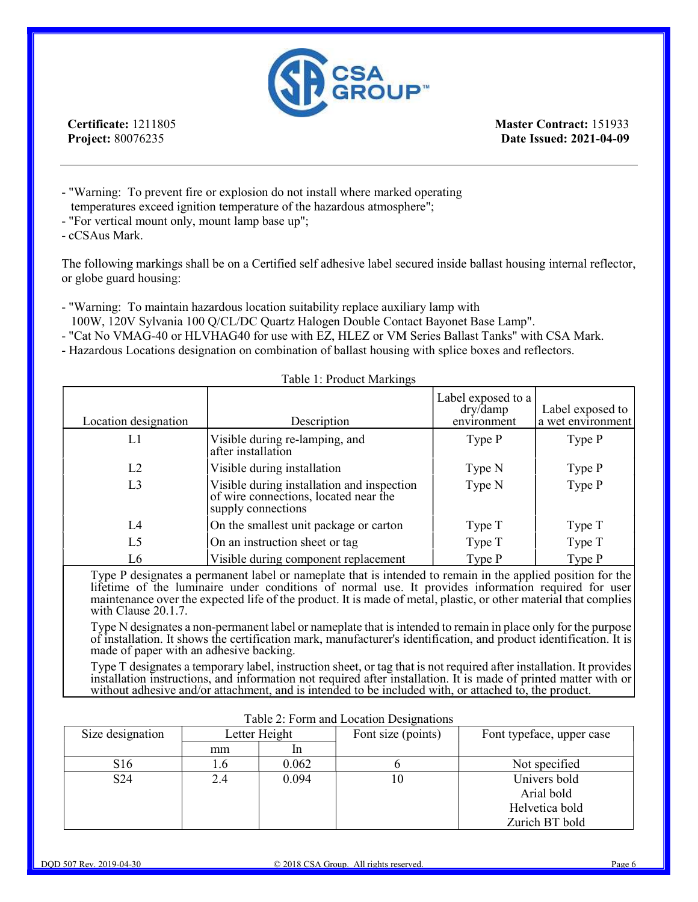- "Warning: To prevent fire or explosion do not install where marked operating temperatures exceed ignition temperature of the hazardous atmosphere";
- "For vertical mount only, mount lamp base up";
- cCSAus Mark.

The following markings shall be on a Certified self adhesive label secured inside ballast housing internal reflector, or globe guard housing:

- "Warning: To maintain hazardous location suitability replace auxiliary lamp with 100W, 120V Sylvania 100 Q/CL/DC Quartz Halogen Double Contact Bayonet Base Lamp".
- "Cat No VMAG-40 or HLVHAG40 for use with EZ, HLEZ or VM Series Ballast Tanks" with CSA Mark.
- Hazardous Locations designation on combination of ballast housing with splice boxes and reflectors.

Table 1: Product Markings

| Location designation | Description | Label exposed to a dry/damp environment | Label exposed to a wet environment |
|---|---|---|---|
| L1 | Visible during re-lamping, and after installation | Type P | Type P |
| L2 | Visible during installation | Type N | Type P |
| L3 | Visible during installation and inspection of wire connections, located near the supply connections | Type N | Type P |
| L4 | On the smallest unit package or carton | Type T | Type T |
| L5 | On an instruction sheet or tag | Type T | Type T |
| L6 | Visible during component replacement | Type P | Type P |

Type P designates a permanent label or nameplate that is intended to remain in the applied position for the lifetime of the luminaire under conditions of normal use. It provides information required for user maintenance over the expected life of the product. It is made of metal, plastic, or other material that complies with Clause 20.1.7.

Type N designates a non-permanent label or nameplate that is intended to remain in place only for the purpose of installation. It shows the certification mark, manufacturer's identification, and product identification. It is made of paper with an adhesive backing.

Type T designates a temporary label, instruction sheet, or tag that is not required after installation. It provides installation instructions, and information not required after installation. It is made of printed matter with or without adhesive and/or attachment, and is intended to be included with, or attached to, the product.

Table 2: Form and Location Designations

| Size designation | Letter Height | | Font size (points) | Font typeface, upper case |
|---|---|---|---|---|
| | mm | In | | |
| S16 | 1.6 | 0.062 | 6 | Not specified |
| S24 | 2.4 | 0.094 | 10 | Univers bold<br>Arial bold<br>Helvetica bold<br>Zurich BT bold |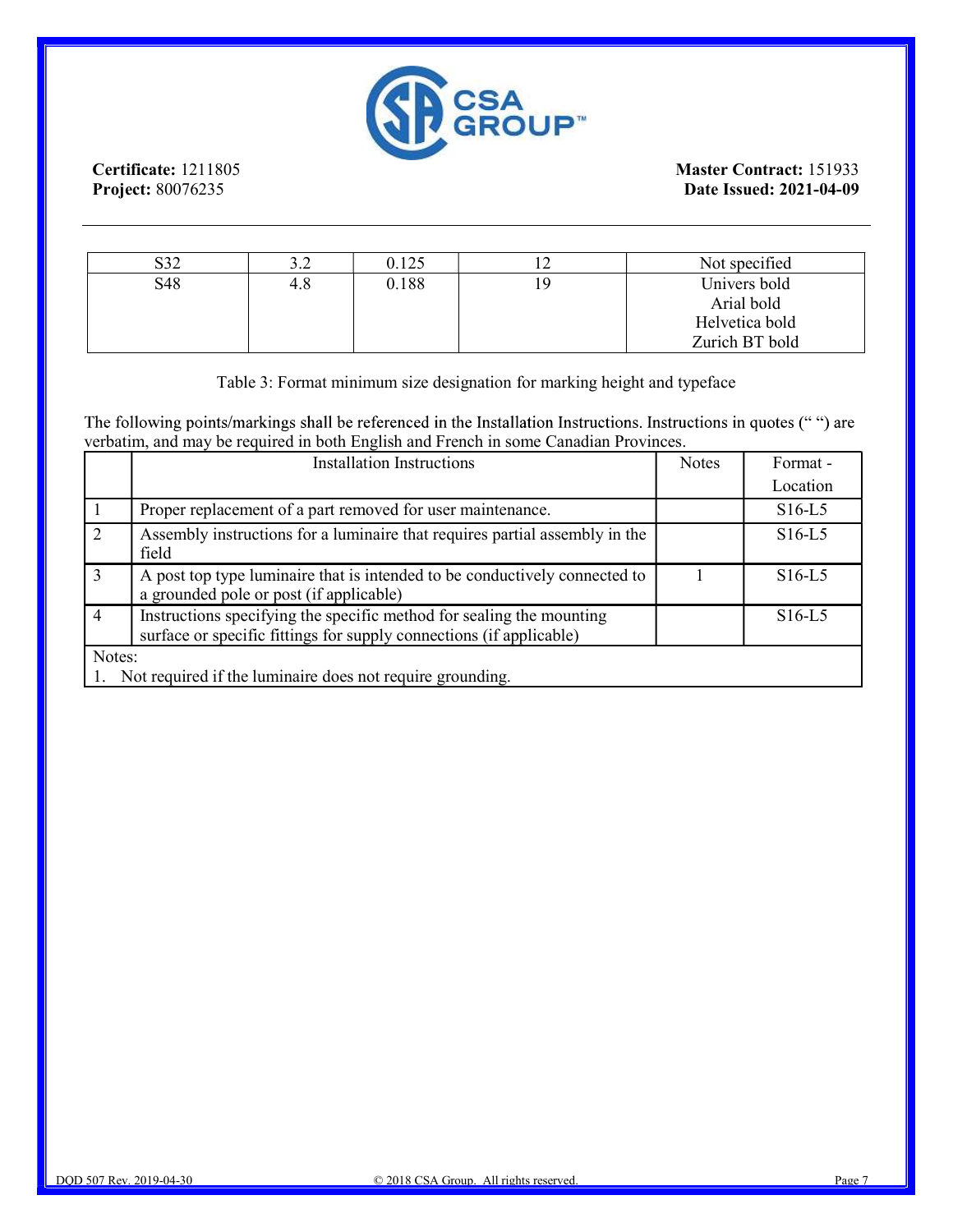| S32 | 3.2 | 0.125 | 12 | Not specified |
|---|---|---|---|---|
| S48 | 4.8 | 0.188 | 19 | Univers bold<br>Arial bold<br>Helvetica bold<br>Zurich BT bold |

Table 3: Format minimum size designation for marking height and typeface

The following points/markings shall be referenced in the Installation Instructions. Instructions in quotes (" ") are verbatim, and may be required in both English and French in some Canadian Provinces.

| | Installation Instructions | Notes | Format - Location |
|---|---|---|---|
| 1 | Proper replacement of a part removed for user maintenance. | | S16-L5 |
| 2 | Assembly instructions for a luminaire that requires partial assembly in the field | | S16-L5 |
| 3 | A post top type luminaire that is intended to be conductively connected to a grounded pole or post (if applicable) | 1 | S16-L5 |
| 4 | Instructions specifying the specific method for sealing the mounting surface or specific fittings for supply connections (if applicable) | | S16-L5 |

Notes:
1. Not required if the luminaire does not require grounding.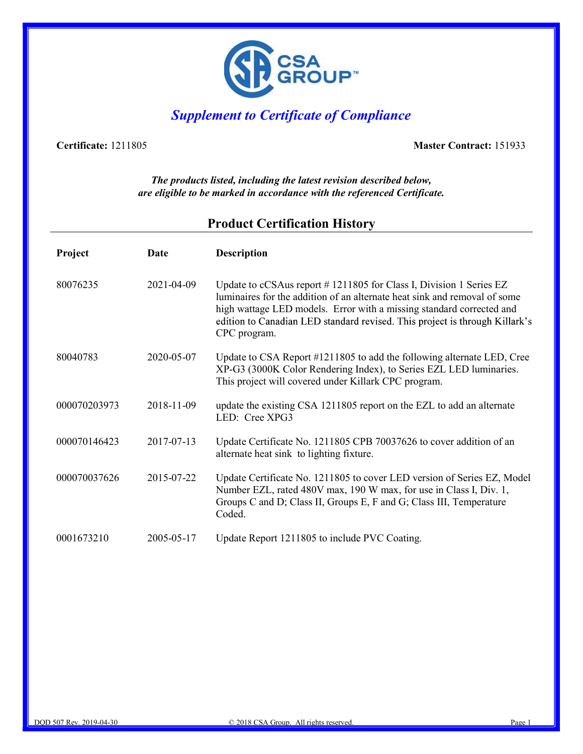# Supplement to Certificate of Compliance

**Certificate:** 1211805 **Master Contract:** 151933

***The products listed, including the latest revision described below, are eligible to be marked in accordance with the referenced Certificate.***

## Product Certification History

| Project | Date | Description |
|---|---|---|
| 80076235 | 2021-04-09 | Update to cCSAus report # 1211805 for Class I, Division 1 Series EZ luminaires for the addition of an alternate heat sink and removal of some high wattage LED models. Error with a missing standard corrected and edition to Canadian LED standard revised. This project is through Killark's CPC program. |
| 80040783 | 2020-05-07 | Update to CSA Report #1211805 to add the following alternate LED, Cree XP-G3 (3000K Color Rendering Index), to Series EZL LED luminaries. This project will covered under Killark CPC program. |
| 000070203973 | 2018-11-09 | update the existing CSA 1211805 report on the EZL to add an alternate LED: Cree XPG3 |
| 000070146423 | 2017-07-13 | Update Certificate No. 1211805 CPB 70037626 to cover addition of an alternate heat sink to lighting fixture. |
| 000070037626 | 2015-07-22 | Update Certificate No. 1211805 to cover LED version of Series EZ, Model Number EZL, rated 480V max, 190 W max, for use in Class I, Div. 1, Groups C and D; Class II, Groups E, F and G; Class III, Temperature Coded. |
| 0001673210 | 2005-05-17 | Update Report 1211805 to include PVC Coating. |